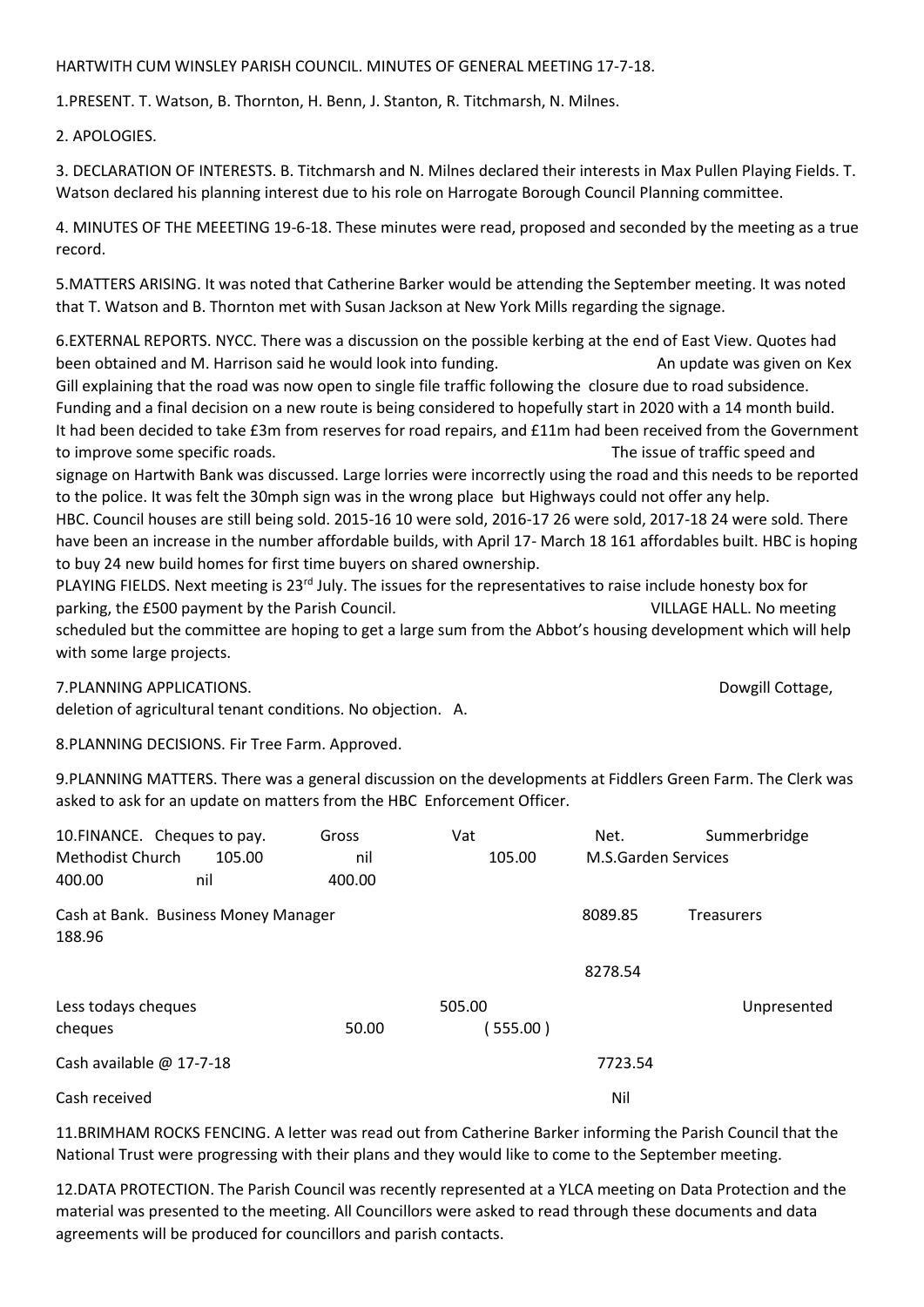HARTWITH CUM WINSLEY PARISH COUNCIL. MINUTES OF GENERAL MEETING 17-7-18.

1.PRESENT. T. Watson, B. Thornton, H. Benn, J. Stanton, R. Titchmarsh, N. Milnes.

2. APOLOGIES.

3. DECLARATION OF INTERESTS. B. Titchmarsh and N. Milnes declared their interests in Max Pullen Playing Fields. T. Watson declared his planning interest due to his role on Harrogate Borough Council Planning committee.

4. MINUTES OF THE MEEETING 19-6-18. These minutes were read, proposed and seconded by the meeting as a true record.

5.MATTERS ARISING. It was noted that Catherine Barker would be attending the September meeting. It was noted that T. Watson and B. Thornton met with Susan Jackson at New York Mills regarding the signage.

6.EXTERNAL REPORTS. NYCC. There was a discussion on the possible kerbing at the end of East View. Quotes had been obtained and M. Harrison said he would look into funding. An update was given on Kex Gill explaining that the road was now open to single file traffic following the closure due to road subsidence. Funding and a final decision on a new route is being considered to hopefully start in 2020 with a 14 month build. It had been decided to take £3m from reserves for road repairs, and £11m had been received from the Government to improve some specific roads. The issue of traffic speed and signage on Hartwith Bank was discussed. Large lorries were incorrectly using the road and this needs to be reported to the police. It was felt the 30mph sign was in the wrong place but Highways could not offer any help.
HBC. Council houses are still being sold. 2015-16 10 were sold, 2016-17 26 were sold, 2017-18 24 were sold. There have been an increase in the number affordable builds, with April 17- March 18 161 affordables built. HBC is hoping to buy 24 new build homes for first time buyers on shared ownership.
PLAYING FIELDS. Next meeting is 23rd July. The issues for the representatives to raise include honesty box for parking, the £500 payment by the Parish Council. VILLAGE HALL. No meeting scheduled but the committee are hoping to get a large sum from the Abbot's housing development which will help with some large projects.

7.PLANNING APPLICATIONS. Dowgill Cottage, deletion of agricultural tenant conditions. No objection. A.

8.PLANNING DECISIONS. Fir Tree Farm. Approved.

9.PLANNING MATTERS. There was a general discussion on the developments at Fiddlers Green Farm. The Clerk was asked to ask for an update on matters from the HBC Enforcement Officer.

10.FINANCE. Cheques to pay.

| | Gross | Vat | Net. |
|---|---|---|---|
| Summerbridge Methodist Church | 105.00 | nil | 105.00 |
| M.S.Garden Services | 400.00 | nil | 400.00 |

| | | |
|---|---|---|
| Cash at Bank. Business Money Manager | | 8089.85 |
| Treasurers | | 188.96 |
| | | 8278.54 |
| Less todays cheques | 505.00 | |
| Unpresented cheques | 50.00 | ( 555.00 ) |
| Cash available @ 17-7-18 | | 7723.54 |
| Cash received | | Nil |

11.BRIMHAM ROCKS FENCING. A letter was read out from Catherine Barker informing the Parish Council that the National Trust were progressing with their plans and they would like to come to the September meeting.

12.DATA PROTECTION. The Parish Council was recently represented at a YLCA meeting on Data Protection and the material was presented to the meeting. All Councillors were asked to read through these documents and data agreements will be produced for councillors and parish contacts.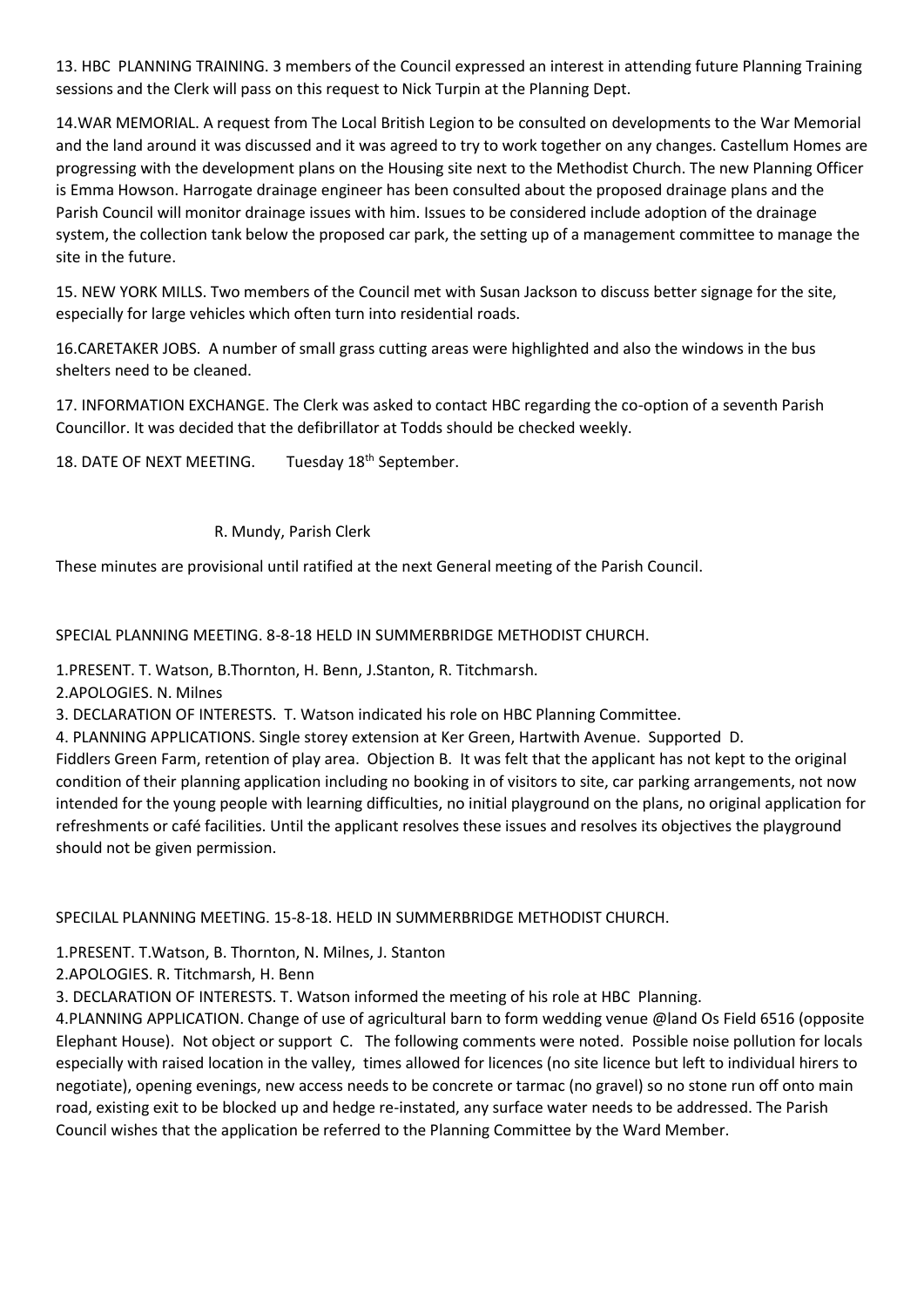13. HBC PLANNING TRAINING. 3 members of the Council expressed an interest in attending future Planning Training sessions and the Clerk will pass on this request to Nick Turpin at the Planning Dept.

14.WAR MEMORIAL. A request from The Local British Legion to be consulted on developments to the War Memorial and the land around it was discussed and it was agreed to try to work together on any changes. Castellum Homes are progressing with the development plans on the Housing site next to the Methodist Church. The new Planning Officer is Emma Howson. Harrogate drainage engineer has been consulted about the proposed drainage plans and the Parish Council will monitor drainage issues with him. Issues to be considered include adoption of the drainage system, the collection tank below the proposed car park, the setting up of a management committee to manage the site in the future.

15. NEW YORK MILLS. Two members of the Council met with Susan Jackson to discuss better signage for the site, especially for large vehicles which often turn into residential roads.

16.CARETAKER JOBS. A number of small grass cutting areas were highlighted and also the windows in the bus shelters need to be cleaned.

17. INFORMATION EXCHANGE. The Clerk was asked to contact HBC regarding the co-option of a seventh Parish Councillor. It was decided that the defibrillator at Todds should be checked weekly.

18. DATE OF NEXT MEETING. Tuesday 18th September.

R. Mundy, Parish Clerk

These minutes are provisional until ratified at the next General meeting of the Parish Council.

SPECIAL PLANNING MEETING. 8-8-18 HELD IN SUMMERBRIDGE METHODIST CHURCH.

1.PRESENT. T. Watson, B.Thornton, H. Benn, J.Stanton, R. Titchmarsh.
2.APOLOGIES. N. Milnes
3. DECLARATION OF INTERESTS. T. Watson indicated his role on HBC Planning Committee.
4. PLANNING APPLICATIONS. Single storey extension at Ker Green, Hartwith Avenue. Supported D.
Fiddlers Green Farm, retention of play area. Objection B. It was felt that the applicant has not kept to the original condition of their planning application including no booking in of visitors to site, car parking arrangements, not now intended for the young people with learning difficulties, no initial playground on the plans, no original application for refreshments or café facilities. Until the applicant resolves these issues and resolves its objectives the playground should not be given permission.

SPECILAL PLANNING MEETING. 15-8-18. HELD IN SUMMERBRIDGE METHODIST CHURCH.

1.PRESENT. T.Watson, B. Thornton, N. Milnes, J. Stanton
2.APOLOGIES. R. Titchmarsh, H. Benn
3. DECLARATION OF INTERESTS. T. Watson informed the meeting of his role at HBC Planning.
4.PLANNING APPLICATION. Change of use of agricultural barn to form wedding venue @land Os Field 6516 (opposite Elephant House). Not object or support C. The following comments were noted. Possible noise pollution for locals especially with raised location in the valley, times allowed for licences (no site licence but left to individual hirers to negotiate), opening evenings, new access needs to be concrete or tarmac (no gravel) so no stone run off onto main road, existing exit to be blocked up and hedge re-instated, any surface water needs to be addressed. The Parish Council wishes that the application be referred to the Planning Committee by the Ward Member.